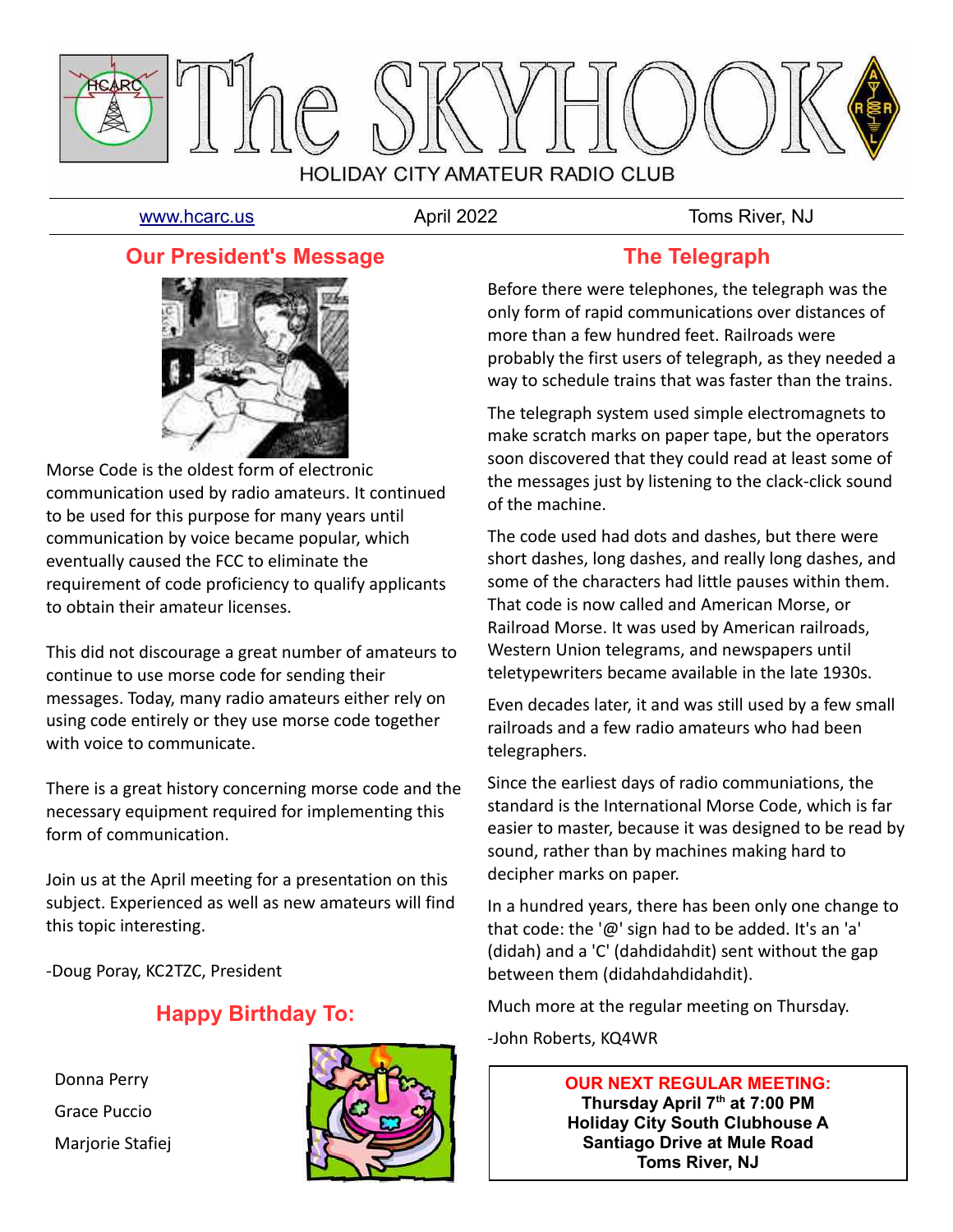# The SKYHOOK

HOLIDAY CITY AMATEUR RADIO CLUB

www.hcarc.us | April 2022 | Toms River, NJ

## Our President's Message

Morse Code is the oldest form of electronic communication used by radio amateurs. It continued to be used for this purpose for many years until communication by voice became popular, which eventually caused the FCC to eliminate the requirement of code proficiency to qualify applicants to obtain their amateur licenses.

This did not discourage a great number of amateurs to continue to use morse code for sending their messages. Today, many radio amateurs either rely on using code entirely or they use morse code together with voice to communicate.

There is a great history concerning morse code and the necessary equipment required for implementing this form of communication.

Join us at the April meeting for a presentation on this subject. Experienced as well as new amateurs will find this topic interesting.

-Doug Poray, KC2TZC, President

## Happy Birthday To:

Donna Perry

Grace Puccio

Marjorie Stafiej

## The Telegraph

Before there were telephones, the telegraph was the only form of rapid communications over distances of more than a few hundred feet. Railroads were probably the first users of telegraph, as they needed a way to schedule trains that was faster than the trains.

The telegraph system used simple electromagnets to make scratch marks on paper tape, but the operators soon discovered that they could read at least some of the messages just by listening to the clack-click sound of the machine.

The code used had dots and dashes, but there were short dashes, long dashes, and really long dashes, and some of the characters had little pauses within them. That code is now called and American Morse, or Railroad Morse. It was used by American railroads, Western Union telegrams, and newspapers until teletypewriters became available in the late 1930s.

Even decades later, it and was still used by a few small railroads and a few radio amateurs who had been telegraphers.

Since the earliest days of radio communiations, the standard is the International Morse Code, which is far easier to master, because it was designed to be read by sound, rather than by machines making hard to decipher marks on paper.

In a hundred years, there has been only one change to that code: the '@' sign had to be added. It's an 'a' (didah) and a 'C' (dahdidahdit) sent without the gap between them (didahdahdidahdit).

Much more at the regular meeting on Thursday.

-John Roberts, KQ4WR

**OUR NEXT REGULAR MEETING:**
**Thursday April 7th at 7:00 PM**
**Holiday City South Clubhouse A**
**Santiago Drive at Mule Road**
**Toms River, NJ**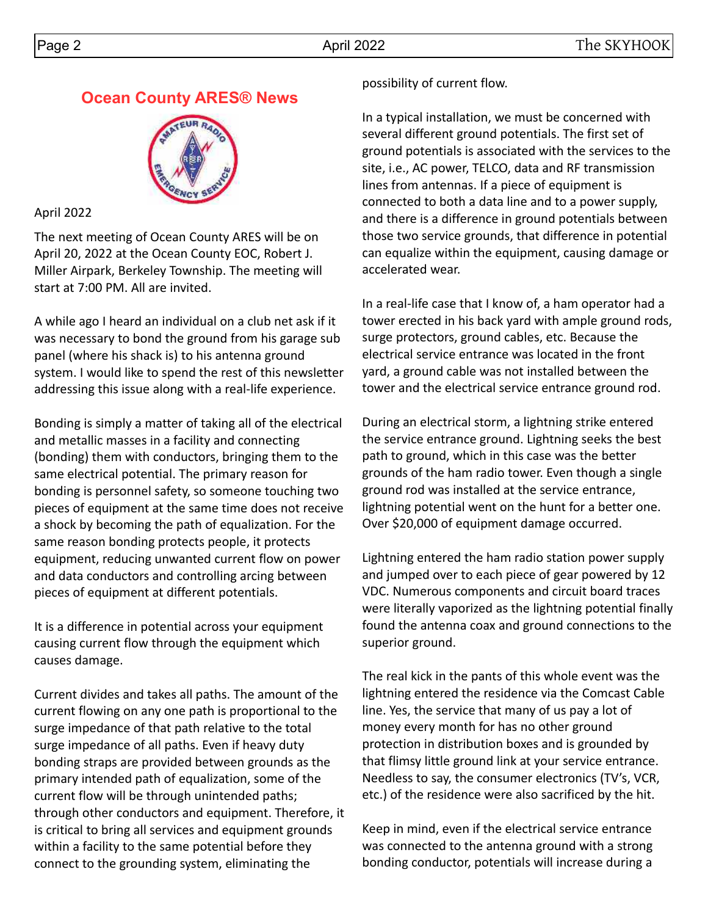## Ocean County ARES® News

April 2022

The next meeting of Ocean County ARES will be on April 20, 2022 at the Ocean County EOC, Robert J. Miller Airpark, Berkeley Township. The meeting will start at 7:00 PM. All are invited.

A while ago I heard an individual on a club net ask if it was necessary to bond the ground from his garage sub panel (where his shack is) to his antenna ground system. I would like to spend the rest of this newsletter addressing this issue along with a real-life experience.

Bonding is simply a matter of taking all of the electrical and metallic masses in a facility and connecting (bonding) them with conductors, bringing them to the same electrical potential. The primary reason for bonding is personnel safety, so someone touching two pieces of equipment at the same time does not receive a shock by becoming the path of equalization. For the same reason bonding protects people, it protects equipment, reducing unwanted current flow on power and data conductors and controlling arcing between pieces of equipment at different potentials.

It is a difference in potential across your equipment causing current flow through the equipment which causes damage.

Current divides and takes all paths. The amount of the current flowing on any one path is proportional to the surge impedance of that path relative to the total surge impedance of all paths. Even if heavy duty bonding straps are provided between grounds as the primary intended path of equalization, some of the current flow will be through unintended paths; through other conductors and equipment. Therefore, it is critical to bring all services and equipment grounds within a facility to the same potential before they connect to the grounding system, eliminating the possibility of current flow.

In a typical installation, we must be concerned with several different ground potentials. The first set of ground potentials is associated with the services to the site, i.e., AC power, TELCO, data and RF transmission lines from antennas. If a piece of equipment is connected to both a data line and to a power supply, and there is a difference in ground potentials between those two service grounds, that difference in potential can equalize within the equipment, causing damage or accelerated wear.

In a real-life case that I know of, a ham operator had a tower erected in his back yard with ample ground rods, surge protectors, ground cables, etc. Because the electrical service entrance was located in the front yard, a ground cable was not installed between the tower and the electrical service entrance ground rod.

During an electrical storm, a lightning strike entered the service entrance ground. Lightning seeks the best path to ground, which in this case was the better grounds of the ham radio tower. Even though a single ground rod was installed at the service entrance, lightning potential went on the hunt for a better one. Over $20,000 of equipment damage occurred.

Lightning entered the ham radio station power supply and jumped over to each piece of gear powered by 12 VDC. Numerous components and circuit board traces were literally vaporized as the lightning potential finally found the antenna coax and ground connections to the superior ground.

The real kick in the pants of this whole event was the lightning entered the residence via the Comcast Cable line. Yes, the service that many of us pay a lot of money every month for has no other ground protection in distribution boxes and is grounded by that flimsy little ground link at your service entrance. Needless to say, the consumer electronics (TV's, VCR, etc.) of the residence were also sacrificed by the hit.

Keep in mind, even if the electrical service entrance was connected to the antenna ground with a strong bonding conductor, potentials will increase during a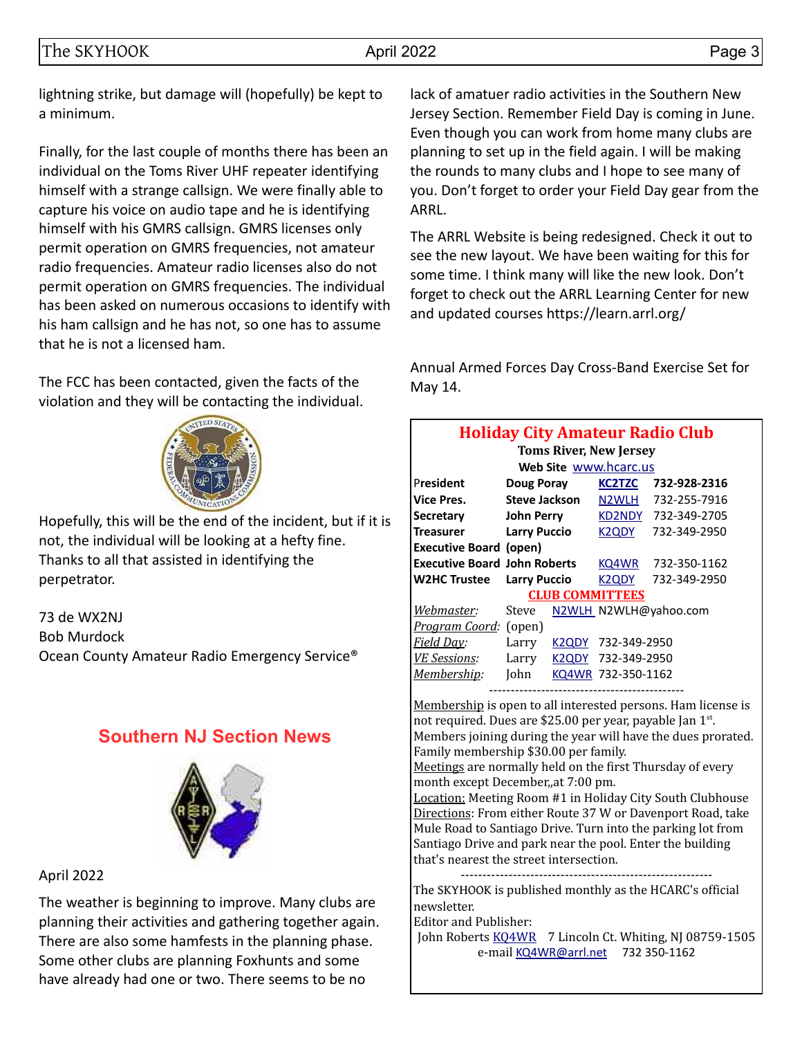lightning strike, but damage will (hopefully) be kept to a minimum.

Finally, for the last couple of months there has been an individual on the Toms River UHF repeater identifying himself with a strange callsign. We were finally able to capture his voice on audio tape and he is identifying himself with his GMRS callsign. GMRS licenses only permit operation on GMRS frequencies, not amateur radio frequencies. Amateur radio licenses also do not permit operation on GMRS frequencies. The individual has been asked on numerous occasions to identify with his ham callsign and he has not, so one has to assume that he is not a licensed ham.

The FCC has been contacted, given the facts of the violation and they will be contacting the individual.

Hopefully, this will be the end of the incident, but if it is not, the individual will be looking at a hefty fine. Thanks to all that assisted in identifying the perpetrator.

73 de WX2NJ
Bob Murdock
Ocean County Amateur Radio Emergency Service®

## Southern NJ Section News

April 2022

The weather is beginning to improve. Many clubs are planning their activities and gathering together again. There are also some hamfests in the planning phase. Some other clubs are planning Foxhunts and some have already had one or two. There seems to be no lack of amatuer radio activities in the Southern New Jersey Section. Remember Field Day is coming in June. Even though you can work from home many clubs are planning to set up in the field again. I will be making the rounds to many clubs and I hope to see many of you. Don't forget to order your Field Day gear from the ARRL.

The ARRL Website is being redesigned. Check it out to see the new layout. We have been waiting for this for some time. I think many will like the new look. Don't forget to check out the ARRL Learning Center for new and updated courses https://learn.arrl.org/

Annual Armed Forces Day Cross-Band Exercise Set for May 14.

## Holiday City Amateur Radio Club

**Toms River, New Jersey**

**Web Site** www.hcarc.us

| | | | |
|---|---|---|---|
| **President** | **Doug Poray** | **KC2TZC** | **732-928-2316** |
| **Vice Pres.** | **Steve Jackson** | N2WLH | 732-255-7916 |
| **Secretary** | **John Perry** | KD2NDY | 732-349-2705 |
| **Treasurer** | **Larry Puccio** | K2QDY | 732-349-2950 |
| **Executive Board** | **(open)** | | |
| **Executive Board** | **John Roberts** | KQ4WR | 732-350-1162 |
| **W2HC Trustee** | **Larry Puccio** | K2QDY | 732-349-2950 |

**CLUB COMMITTEES**

| | | | |
|---|---|---|---|
| *Webmaster:* | Steve | N2WLH | N2WLH@yahoo.com |
| *Program Coord:* | (open) | | |
| *Field Day:* | Larry | K2QDY | 732-349-2950 |
| *VE Sessions:* | Larry | K2QDY | 732-349-2950 |
| *Membership:* | John | KQ4WR | 732-350-1162 |

Membership is open to all interested persons. Ham license is not required. Dues are $25.00 per year, payable Jan 1st. Members joining during the year will have the dues prorated. Family membership $30.00 per family.

Meetings are normally held on the first Thursday of every month except December,,at 7:00 pm.

Location: Meeting Room #1 in Holiday City South Clubhouse

Directions: From either Route 37 W or Davenport Road, take Mule Road to Santiago Drive. Turn into the parking lot from Santiago Drive and park near the pool. Enter the building that's nearest the street intersection.

The SKYHOOK is published monthly as the HCARC's official newsletter.

Editor and Publisher:

John Roberts KQ4WR 7 Lincoln Ct. Whiting, NJ 08759-1505

e-mail KQ4WR@arrl.net 732 350-1162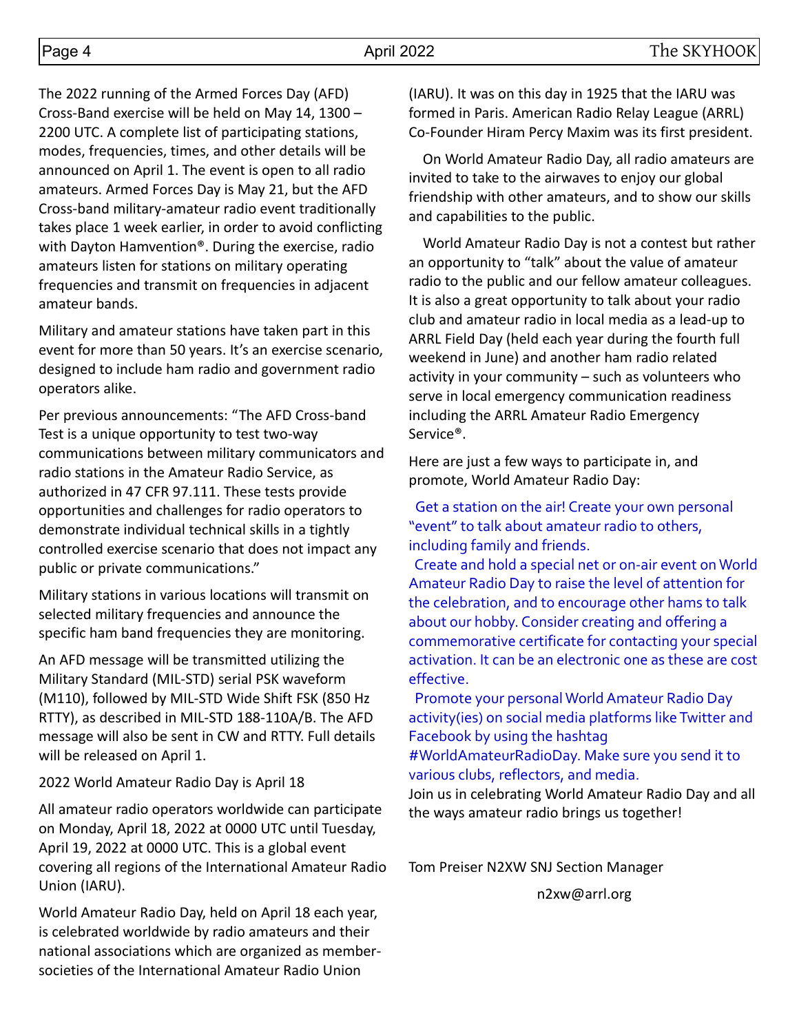The 2022 running of the Armed Forces Day (AFD) Cross-Band exercise will be held on May 14, 1300 – 2200 UTC. A complete list of participating stations, modes, frequencies, times, and other details will be announced on April 1. The event is open to all radio amateurs. Armed Forces Day is May 21, but the AFD Cross-band military-amateur radio event traditionally takes place 1 week earlier, in order to avoid conflicting with Dayton Hamvention®. During the exercise, radio amateurs listen for stations on military operating frequencies and transmit on frequencies in adjacent amateur bands.

Military and amateur stations have taken part in this event for more than 50 years. It's an exercise scenario, designed to include ham radio and government radio operators alike.

Per previous announcements: "The AFD Cross-band Test is a unique opportunity to test two-way communications between military communicators and radio stations in the Amateur Radio Service, as authorized in 47 CFR 97.111. These tests provide opportunities and challenges for radio operators to demonstrate individual technical skills in a tightly controlled exercise scenario that does not impact any public or private communications."

Military stations in various locations will transmit on selected military frequencies and announce the specific ham band frequencies they are monitoring.

An AFD message will be transmitted utilizing the Military Standard (MIL-STD) serial PSK waveform (M110), followed by MIL-STD Wide Shift FSK (850 Hz RTTY), as described in MIL-STD 188-110A/B. The AFD message will also be sent in CW and RTTY. Full details will be released on April 1.

2022 World Amateur Radio Day is April 18

All amateur radio operators worldwide can participate on Monday, April 18, 2022 at 0000 UTC until Tuesday, April 19, 2022 at 0000 UTC. This is a global event covering all regions of the International Amateur Radio Union (IARU).

World Amateur Radio Day, held on April 18 each year, is celebrated worldwide by radio amateurs and their national associations which are organized as member-societies of the International Amateur Radio Union (IARU). It was on this day in 1925 that the IARU was formed in Paris. American Radio Relay League (ARRL) Co-Founder Hiram Percy Maxim was its first president.

On World Amateur Radio Day, all radio amateurs are invited to take to the airwaves to enjoy our global friendship with other amateurs, and to show our skills and capabilities to the public.

World Amateur Radio Day is not a contest but rather an opportunity to "talk" about the value of amateur radio to the public and our fellow amateur colleagues. It is also a great opportunity to talk about your radio club and amateur radio in local media as a lead-up to ARRL Field Day (held each year during the fourth full weekend in June) and another ham radio related activity in your community – such as volunteers who serve in local emergency communication readiness including the ARRL Amateur Radio Emergency Service®.

Here are just a few ways to participate in, and promote, World Amateur Radio Day:

Get a station on the air! Create your own personal "event" to talk about amateur radio to others, including family and friends.

Create and hold a special net or on-air event on World Amateur Radio Day to raise the level of attention for the celebration, and to encourage other hams to talk about our hobby. Consider creating and offering a commemorative certificate for contacting your special activation. It can be an electronic one as these are cost effective.

Promote your personal World Amateur Radio Day activity(ies) on social media platforms like Twitter and Facebook by using the hashtag #WorldAmateurRadioDay. Make sure you send it to various clubs, reflectors, and media.

Join us in celebrating World Amateur Radio Day and all the ways amateur radio brings us together!

Tom Preiser N2XW SNJ Section Manager

n2xw@arrl.org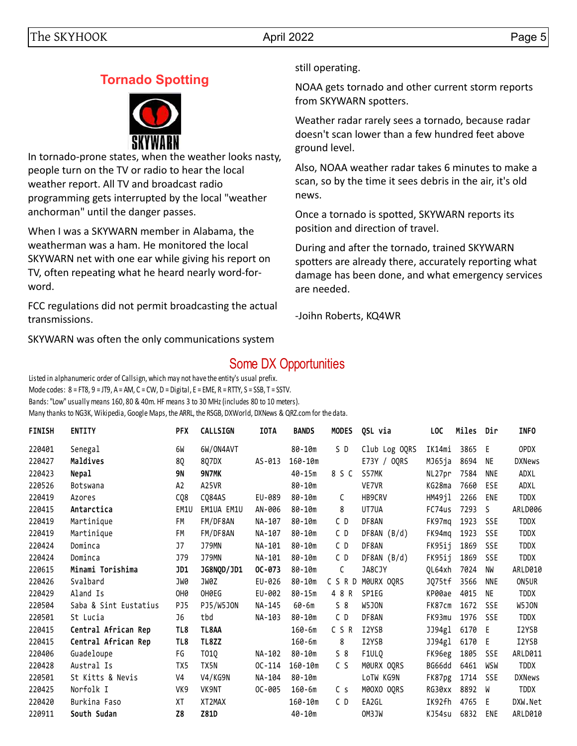## Tornado Spotting

In tornado-prone states, when the weather looks nasty, people turn on the TV or radio to hear the local weather report. All TV and broadcast radio programming gets interrupted by the local "weather anchorman" until the danger passes.

When I was a SKYWARN member in Alabama, the weatherman was a ham. He monitored the local SKYWARN net with one ear while giving his report on TV, often repeating what he heard nearly word-for-word.

FCC regulations did not permit broadcasting the actual transmissions.

SKYWARN was often the only communications system still operating.

NOAA gets tornado and other current storm reports from SKYWARN spotters.

Weather radar rarely sees a tornado, because radar doesn't scan lower than a few hundred feet above ground level.

Also, NOAA weather radar takes 6 minutes to make a scan, so by the time it sees debris in the air, it's old news.

Once a tornado is spotted, SKYWARN reports its position and direction of travel.

During and after the tornado, trained SKYWARN spotters are already there, accurately reporting what damage has been done, and what emergency services are needed.

-Joihn Roberts, KQ4WR

## Some DX Opportunities

Listed in alphanumeric order of Callsign, which may not have the entity's usual prefix.

Mode codes: 8 = FT8, 9 = JT9, A = AM, C = CW, D = Digital, E = EME, R = RTTY, S = SSB, T = SSTV.

Bands: "Low" usually means 160, 80 & 40m. HF means 3 to 30 MHz (includes 80 to 10 meters).

Many thanks to NG3K, Wikipedia, Google Maps, the ARRL, the RSGB, DXWorld, DXNews & QRZ.com for the data.

| FINISH | ENTITY | PFX | CALLSIGN | IOTA | BANDS | MODES | QSL via | LOC | Miles | Dir | INFO |
|---|---|---|---|---|---|---|---|---|---|---|---|
| 220401 | Senegal | 6W | 6W/ON4AVT | | 80-10m | S D | Club Log OQRS | IK14mi | 3865 | E | OPDX |
| 220427 | **Maldives** | 8Q | 8Q7DX | AS-013 | 160-10m | | E73Y / OQRS | MJ65ja | 8694 | NE | DXNews |
| 220423 | **Nepal** | **9N** | **9N7MK** | | 40-15m | 8 S C | S57MK | NL27pr | 7584 | NNE | ADXL |
| 220526 | Botswana | A2 | A25VR | | 80-10m | | VE7VR | KG28ma | 7660 | ESE | ADXL |
| 220419 | Azores | CQ8 | CQ84AS | EU-089 | 80-10m | C | HB9CRV | HM49jl | 2266 | ENE | TDDX |
| 220415 | **Antarctica** | EM1U | EM1UA EM1U | AN-006 | 80-10m | 8 | UT7UA | FC74us | 7293 | S | ARLD006 |
| 220419 | Martinique | FM | FM/DF8AN | NA-107 | 80-10m | C D | DF8AN | FK97mq | 1923 | SSE | TDDX |
| 220419 | Martinique | FM | FM/DF8AN | NA-107 | 80-10m | C D | DF8AN (B/d) | FK94mq | 1923 | SSE | TDDX |
| 220424 | Dominca | J7 | J79MN | NA-101 | 80-10m | C D | DF8AN | FK95ij | 1869 | SSE | TDDX |
| 220424 | Dominca | J79 | J79MN | NA-101 | 80-10m | C D | DF8AN (B/d) | FK95ij | 1869 | SSE | TDDX |
| 220615 | **Minami Torishima** | **JD1** | **JG8NQD/JD1** | **OC-073** | 80-10m | C | JA8CJY | QL64xh | 7024 | NW | ARLD010 |
| 220426 | Svalbard | JW0 | JW0Z | EU-026 | 80-10m | C S R D | M0URX OQRS | JQ75tf | 3566 | NNE | ON5UR |
| 220429 | Aland Is | OH0 | OH0EG | EU-002 | 80-15m | 4 8 R | SP1EG | KP00ae | 4015 | NE | TDDX |
| 220504 | Saba & Sint Eustatius | PJ5 | PJ5/W5JON | NA-145 | 60-6m | S 8 | W5JON | FK87cm | 1672 | SSE | W5JON |
| 220501 | St Lucia | J6 | tbd | NA-103 | 80-10m | C D | DF8AN | FK93mu | 1976 | SSE | TDDX |
| 220415 | **Central African Rep** | **TL8** | **TL8AA** | | 160-6m | C S R | I2YSB | JJ94gl | 6170 | E | I2YSB |
| 220415 | **Central African Rep** | **TL8** | **TL8ZZ** | | 160-6m | 8 | I2YSB | JJ94gl | 6170 | E | I2YSB |
| 220406 | Guadeloupe | FG | TO1Q | NA-102 | 80-10m | S 8 | F1ULQ | FK96eg | 1805 | SSE | ARLD011 |
| 220428 | Austral Is | TX5 | TX5N | OC-114 | 160-10m | C S | M0URX OQRS | BG66dd | 6461 | WSW | TDDX |
| 220501 | St Kitts & Nevis | V4 | V4/KG9N | NA-104 | 80-10m | | LoTW KG9N | FK87pg | 1714 | SSE | DXNews |
| 220425 | Norfolk I | VK9 | VK9NT | OC-005 | 160-6m | C s | M0OXO OQRS | RG30xx | 8892 | W | TDDX |
| 220420 | Burkina Faso | XT | XT2MAX | | 160-10m | C D | EA2GL | IK92fh | 4765 | E | DXW.Net |
| 220911 | **South Sudan** | **Z8** | **Z81D** | | 40-10m | | OM3JW | KJ54su | 6832 | ENE | ARLD010 |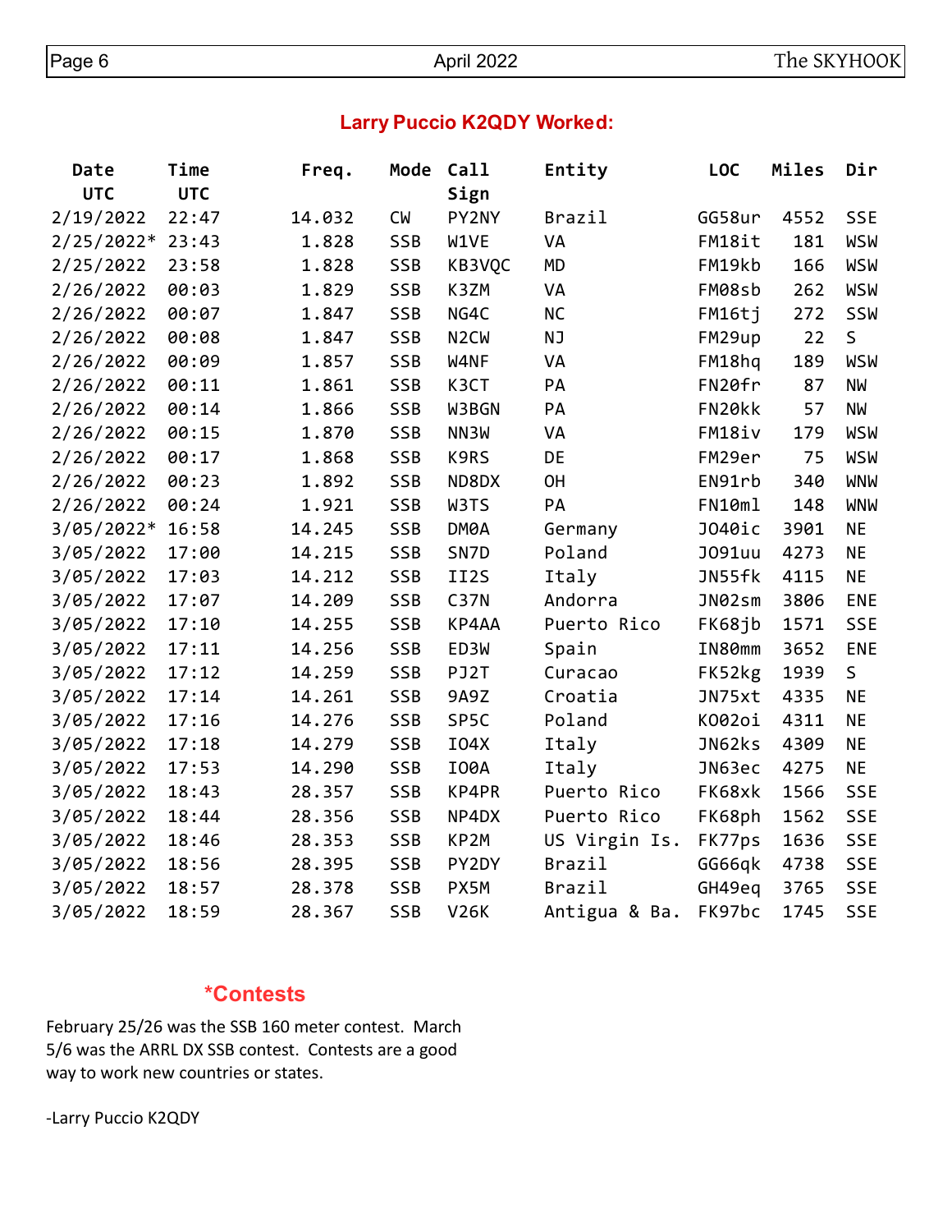## Larry Puccio K2QDY Worked:

| Date UTC | Time UTC | Freq. | Mode | Call Sign | Entity | LOC | Miles | Dir |
|---|---|---|---|---|---|---|---|---|
| 2/19/2022 | 22:47 | 14.032 | CW | PY2NY | Brazil | GG58ur | 4552 | SSE |
| 2/25/2022* | 23:43 | 1.828 | SSB | W1VE | VA | FM18it | 181 | WSW |
| 2/25/2022 | 23:58 | 1.828 | SSB | KB3VQC | MD | FM19kb | 166 | WSW |
| 2/26/2022 | 00:03 | 1.829 | SSB | K3ZM | VA | FM08sb | 262 | WSW |
| 2/26/2022 | 00:07 | 1.847 | SSB | NG4C | NC | FM16tj | 272 | SSW |
| 2/26/2022 | 00:08 | 1.847 | SSB | N2CW | NJ | FM29up | 22 | S |
| 2/26/2022 | 00:09 | 1.857 | SSB | W4NF | VA | FM18hq | 189 | WSW |
| 2/26/2022 | 00:11 | 1.861 | SSB | K3CT | PA | FN20fr | 87 | NW |
| 2/26/2022 | 00:14 | 1.866 | SSB | W3BGN | PA | FN20kk | 57 | NW |
| 2/26/2022 | 00:15 | 1.870 | SSB | NN3W | VA | FM18iv | 179 | WSW |
| 2/26/2022 | 00:17 | 1.868 | SSB | K9RS | DE | FM29er | 75 | WSW |
| 2/26/2022 | 00:23 | 1.892 | SSB | ND8DX | OH | EN91rb | 340 | WNW |
| 2/26/2022 | 00:24 | 1.921 | SSB | W3TS | PA | FN10ml | 148 | WNW |
| 3/05/2022* | 16:58 | 14.245 | SSB | DM0A | Germany | JO40ic | 3901 | NE |
| 3/05/2022 | 17:00 | 14.215 | SSB | SN7D | Poland | JO91uu | 4273 | NE |
| 3/05/2022 | 17:03 | 14.212 | SSB | II2S | Italy | JN55fk | 4115 | NE |
| 3/05/2022 | 17:07 | 14.209 | SSB | C37N | Andorra | JN02sm | 3806 | ENE |
| 3/05/2022 | 17:10 | 14.255 | SSB | KP4AA | Puerto Rico | FK68jb | 1571 | SSE |
| 3/05/2022 | 17:11 | 14.256 | SSB | ED3W | Spain | IN80mm | 3652 | ENE |
| 3/05/2022 | 17:12 | 14.259 | SSB | PJ2T | Curacao | FK52kg | 1939 | S |
| 3/05/2022 | 17:14 | 14.261 | SSB | 9A9Z | Croatia | JN75xt | 4335 | NE |
| 3/05/2022 | 17:16 | 14.276 | SSB | SP5C | Poland | KO02oi | 4311 | NE |
| 3/05/2022 | 17:18 | 14.279 | SSB | IO4X | Italy | JN62ks | 4309 | NE |
| 3/05/2022 | 17:53 | 14.290 | SSB | IO0A | Italy | JN63ec | 4275 | NE |
| 3/05/2022 | 18:43 | 28.357 | SSB | KP4PR | Puerto Rico | FK68xk | 1566 | SSE |
| 3/05/2022 | 18:44 | 28.356 | SSB | NP4DX | Puerto Rico | FK68ph | 1562 | SSE |
| 3/05/2022 | 18:46 | 28.353 | SSB | KP2M | US Virgin Is. | FK77ps | 1636 | SSE |
| 3/05/2022 | 18:56 | 28.395 | SSB | PY2DY | Brazil | GG66qk | 4738 | SSE |
| 3/05/2022 | 18:57 | 28.378 | SSB | PX5M | Brazil | GH49eq | 3765 | SSE |
| 3/05/2022 | 18:59 | 28.367 | SSB | V26K | Antigua & Ba. | FK97bc | 1745 | SSE |

### *Contests

February 25/26 was the SSB 160 meter contest. March 5/6 was the ARRL DX SSB contest. Contests are a good way to work new countries or states.

-Larry Puccio K2QDY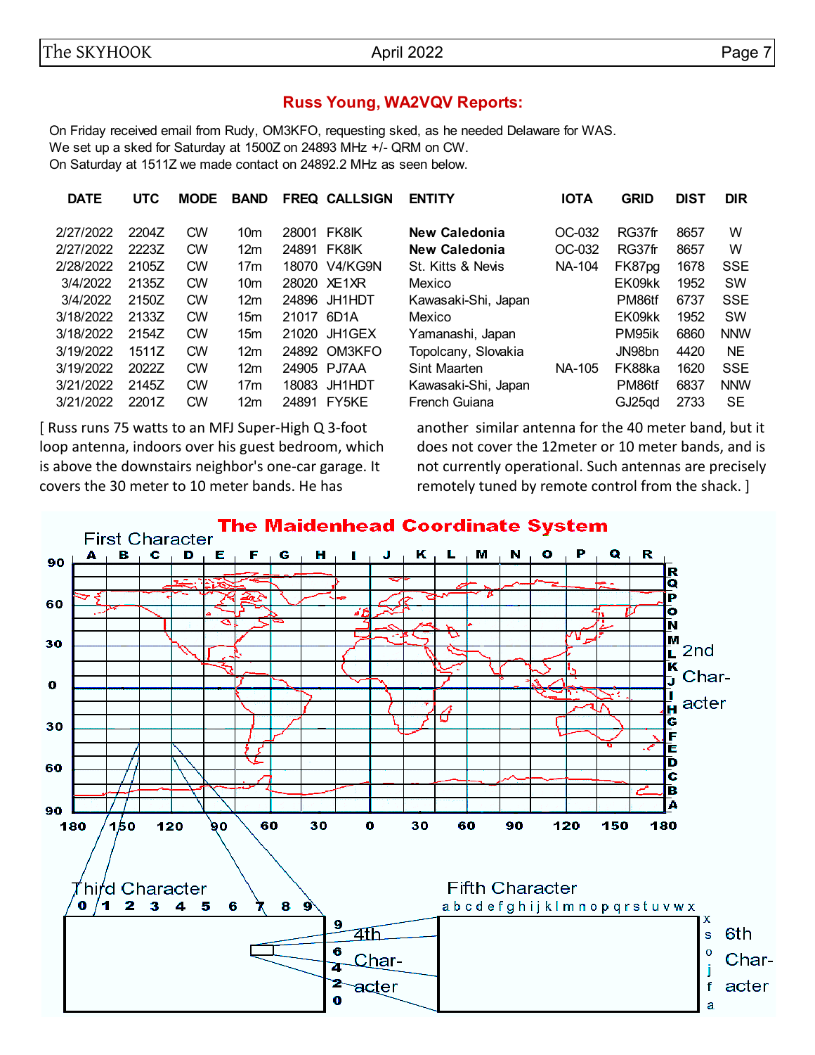## Russ Young, WA2VQV Reports:

On Friday received email from Rudy, OM3KFO, requesting sked, as he needed Delaware for WAS.
We set up a sked for Saturday at 1500Z on 24893 MHz +/- QRM on CW.
On Saturday at 1511Z we made contact on 24892.2 MHz as seen below.

| DATE | UTC | MODE | BAND | FREQ | CALLSIGN | ENTITY | IOTA | GRID | DIST | DIR |
|---|---|---|---|---|---|---|---|---|---|---|
| 2/27/2022 | 2204Z | CW | 10m | 28001 | FK8IK | **New Caledonia** | OC-032 | RG37fr | 8657 | W |
| 2/27/2022 | 2223Z | CW | 12m | 24891 | FK8IK | **New Caledonia** | OC-032 | RG37fr | 8657 | W |
| 2/28/2022 | 2105Z | CW | 17m | 18070 | V4/KG9N | St. Kitts & Nevis | NA-104 | FK87pg | 1678 | SSE |
| 3/4/2022 | 2135Z | CW | 10m | 28020 | XE1XR | Mexico | | EK09kk | 1952 | SW |
| 3/4/2022 | 2150Z | CW | 12m | 24896 | JH1HDT | Kawasaki-Shi, Japan | | PM86tf | 6737 | SSE |
| 3/18/2022 | 2133Z | CW | 15m | 21017 | 6D1A | Mexico | | EK09kk | 1952 | SW |
| 3/18/2022 | 2154Z | CW | 15m | 21020 | JH1GEX | Yamanashi, Japan | | PM95ik | 6860 | NNW |
| 3/19/2022 | 1511Z | CW | 12m | 24892 | OM3KFO | Topolcany, Slovakia | | JN98bn | 4420 | NE |
| 3/19/2022 | 2022Z | CW | 12m | 24905 | PJ7AA | Sint Maarten | NA-105 | FK88ka | 1620 | SSE |
| 3/21/2022 | 2145Z | CW | 17m | 18083 | JH1HDT | Kawasaki-Shi, Japan | | PM86tf | 6837 | NNW |
| 3/21/2022 | 2201Z | CW | 12m | 24891 | FY5KE | French Guiana | | GJ25qd | 2733 | SE |

[ Russ runs 75 watts to an MFJ Super-High Q 3-foot loop antenna, indoors over his guest bedroom, which is above the downstairs neighbor's one-car garage. It covers the 30 meter to 10 meter bands. He has another similar antenna for the 40 meter band, but it does not cover the 12meter or 10 meter bands, and is not currently operational. Such antennas are precisely remotely tuned by remote control from the shack. ]

## The Maidenhead Coordinate System

First Character: A B C D E F G H I J K L M N O P Q R (longitude 180 to 180)

2nd Character: A B C D E F G H I J K L M N O P Q R (latitude 90 to 90)

Third Character: 0 1 2 3 4 5 6 7 8 9

4th Character: 0 2 4 6 9

Fifth Character: a b c d e f g h i j k l m n o p q r s t u v w x

6th Character: a f j o s x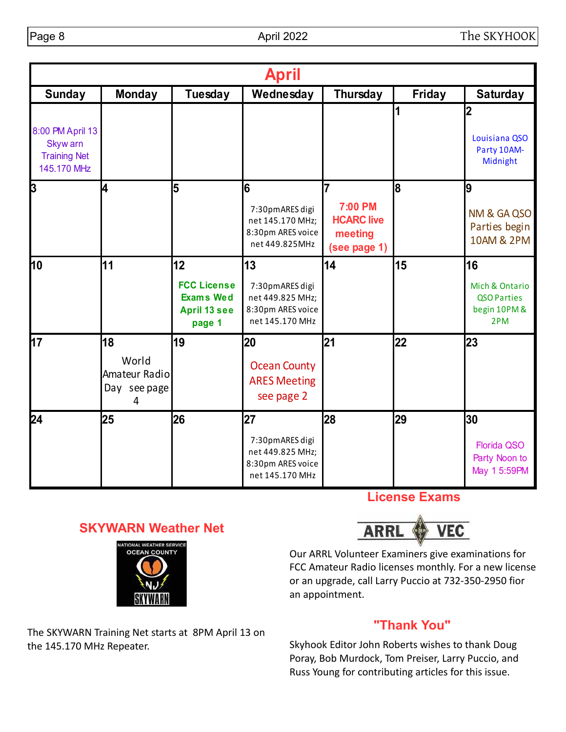| April | | | | | | |
|---|---|---|---|---|---|---|
| **Sunday** | **Monday** | **Tuesday** | **Wednesday** | **Thursday** | **Friday** | **Saturday** |
| 8:00 PM April 13 Skywarn Training Net 145.170 MHz | | | | | 1 | 2 Louisiana QSO Party 10AM-Midnight |
| 3 | 4 | 5 | 6 7:30pm ARES digi net 145.170 MHz; 8:30pm ARES voice net 449.825MHz | 7 **7:00 PM HCARC live meeting (see page 1)** | 8 | 9 NM & GA QSO Parties begin 10AM & 2PM |
| 10 | 11 | 12 **FCC License Exams Wed April 13 see page 1** | 13 7:30pm ARES digi net 449.825 MHz; 8:30pm ARES voice net 145.170 MHz | 14 | 15 | 16 Mich & Ontario QSO Parties begin 10PM & 2PM |
| 17 | 18 World Amateur Radio Day see page 4 | 19 | 20 Ocean County ARES Meeting see page 2 | 21 | 22 | 23 |
| 24 | 25 | 26 | 27 7:30pm ARES digi net 449.825 MHz; 8:30pm ARES voice net 145.170 MHz | 28 | 29 | 30 Florida QSO Party Noon to May 1 5:59PM |

## SKYWARN Weather Net

The SKYWARN Training Net starts at 8PM April 13 on the 145.170 MHz Repeater.

## License Exams

Our ARRL Volunteer Examiners give examinations for FCC Amateur Radio licenses monthly. For a new license or an upgrade, call Larry Puccio at 732-350-2950 fior an appointment.

## "Thank You"

Skyhook Editor John Roberts wishes to thank Doug Poray, Bob Murdock, Tom Preiser, Larry Puccio, and Russ Young for contributing articles for this issue.